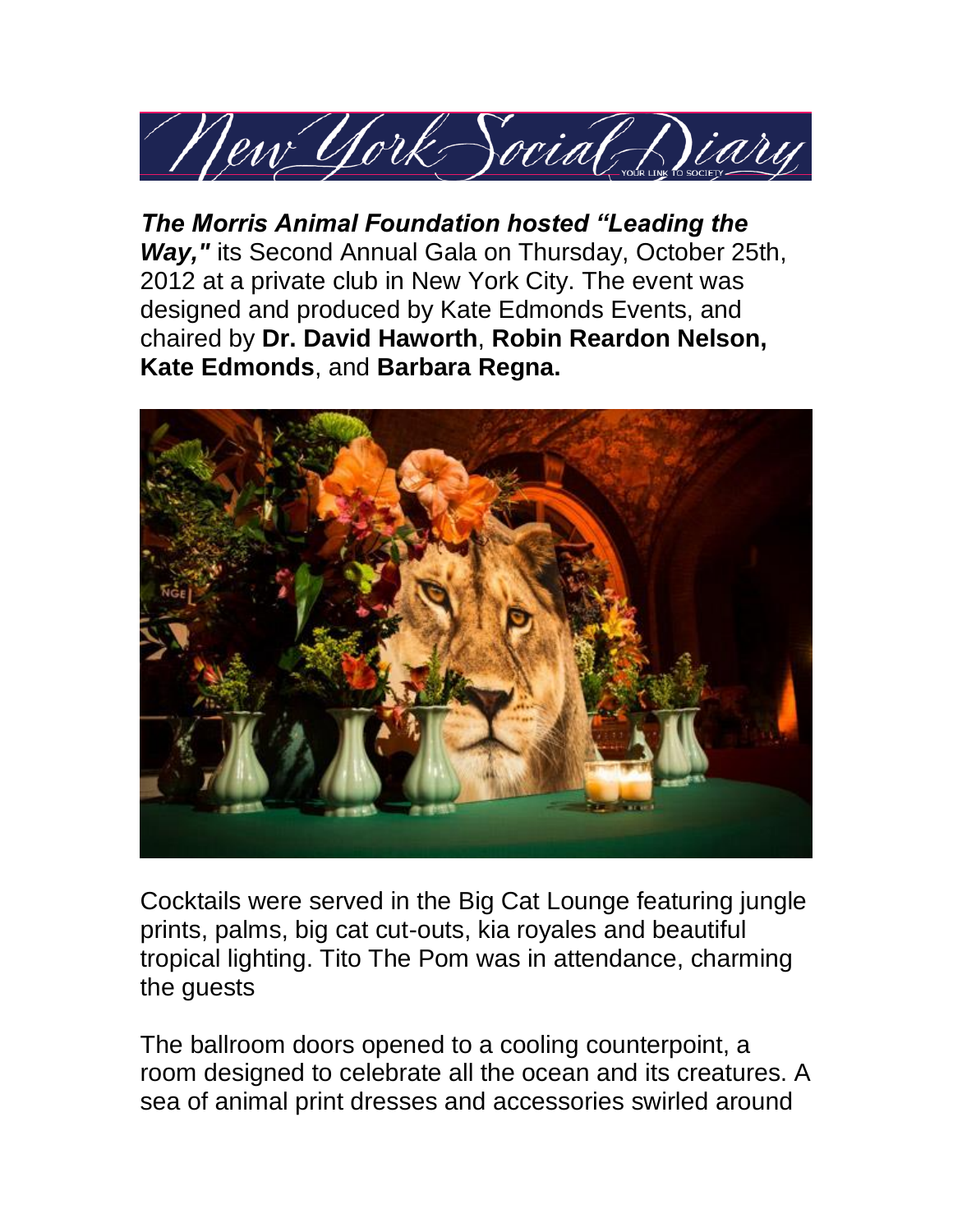New York Social Diary

***The Morris Animal Foundation hosted "Leading the Way,"*** its Second Annual Gala on Thursday, October 25th, 2012 at a private club in New York City. The event was designed and produced by Kate Edmonds Events, and chaired by **Dr. David Haworth**, **Robin Reardon Nelson, Kate Edmonds**, and **Barbara Regna.**

Cocktails were served in the Big Cat Lounge featuring jungle prints, palms, big cat cut-outs, kia royales and beautiful tropical lighting. Tito The Pom was in attendance, charming the guests

The ballroom doors opened to a cooling counterpoint, a room designed to celebrate all the ocean and its creatures. A sea of animal print dresses and accessories swirled around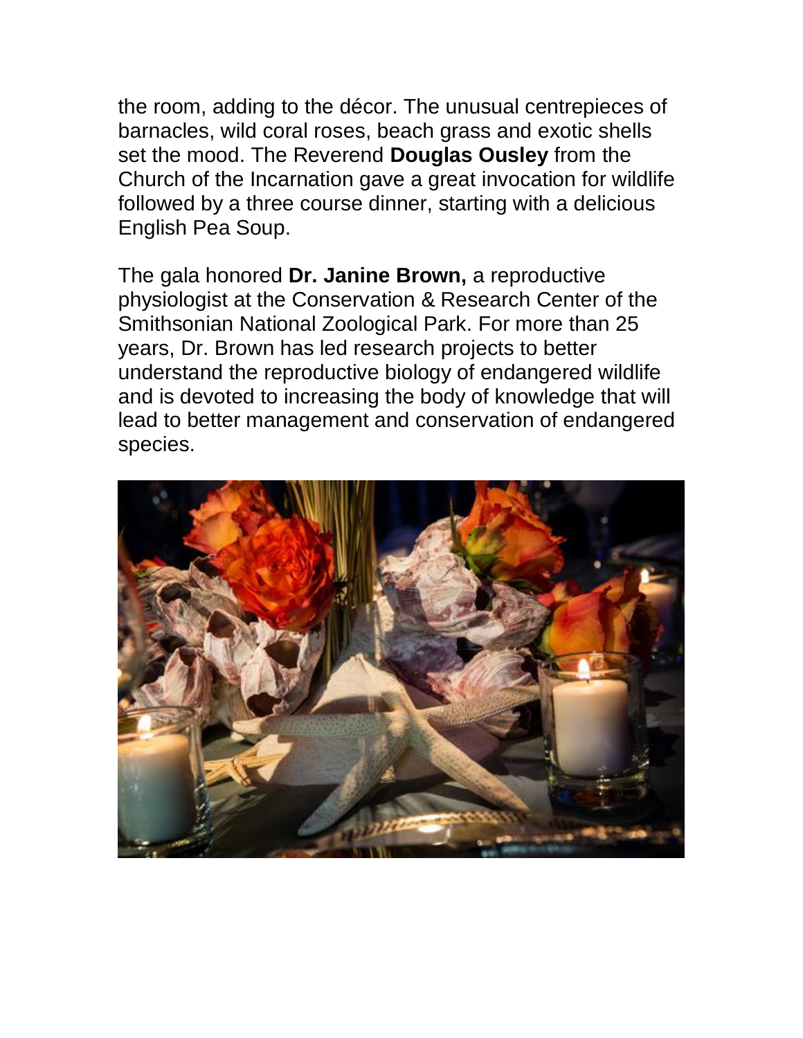the room, adding to the décor. The unusual centrepieces of barnacles, wild coral roses, beach grass and exotic shells set the mood. The Reverend **Douglas Ousley** from the Church of the Incarnation gave a great invocation for wildlife followed by a three course dinner, starting with a delicious English Pea Soup.

The gala honored **Dr. Janine Brown,** a reproductive physiologist at the Conservation & Research Center of the Smithsonian National Zoological Park. For more than 25 years, Dr. Brown has led research projects to better understand the reproductive biology of endangered wildlife and is devoted to increasing the body of knowledge that will lead to better management and conservation of endangered species.